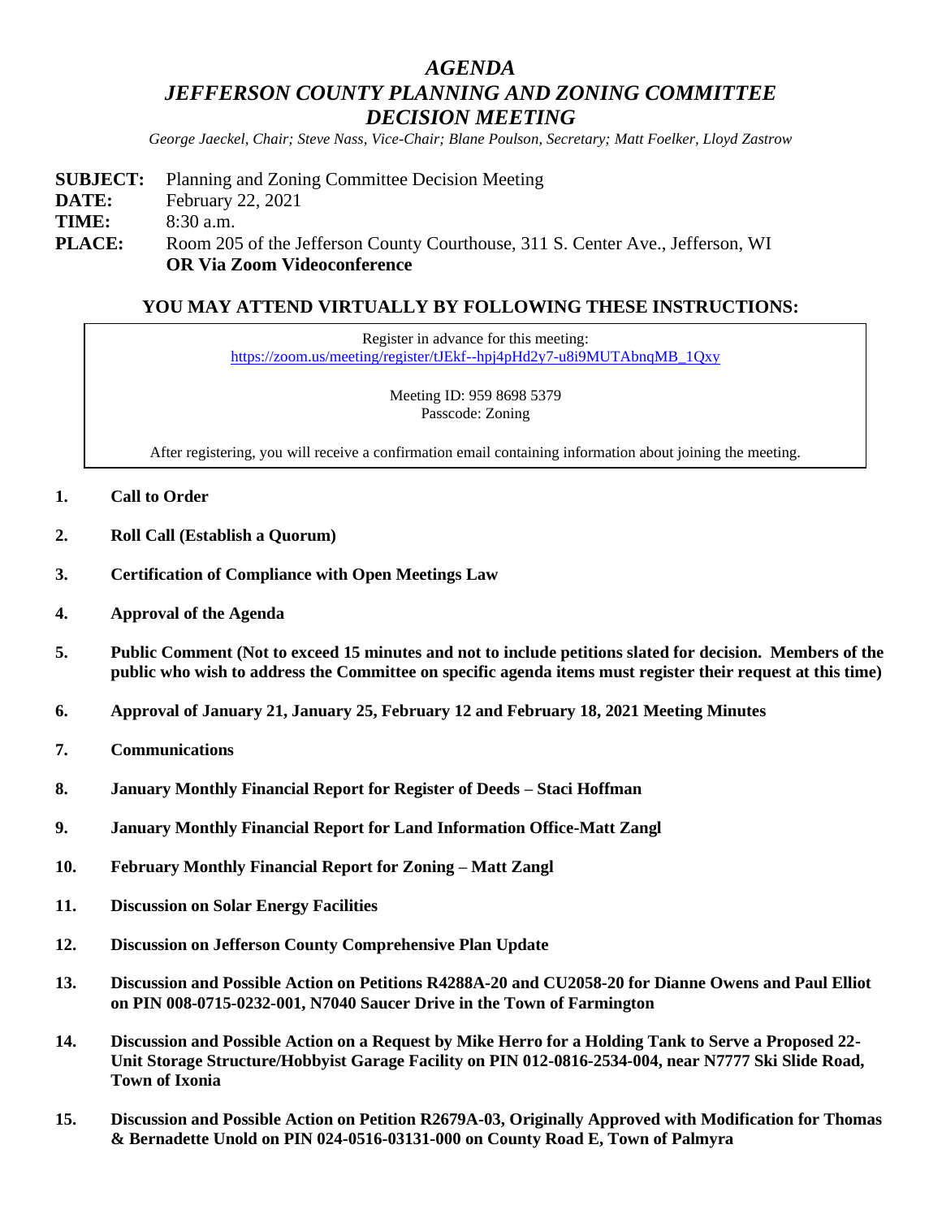# *AGENDA*
# *JEFFERSON COUNTY PLANNING AND ZONING COMMITTEE DECISION MEETING*

*George Jaeckel, Chair; Steve Nass, Vice-Chair; Blane Poulson, Secretary; Matt Foelker, Lloyd Zastrow*

**SUBJECT:** Planning and Zoning Committee Decision Meeting
**DATE:** February 22, 2021
**TIME:** 8:30 a.m.
**PLACE:** Room 205 of the Jefferson County Courthouse, 311 S. Center Ave., Jefferson, WI
**OR Via Zoom Videoconference**

## YOU MAY ATTEND VIRTUALLY BY FOLLOWING THESE INSTRUCTIONS:

Register in advance for this meeting:
https://zoom.us/meeting/register/tJEkf--hpj4pHd2y7-u8i9MUTAbnqMB_1Qxy

Meeting ID: 959 8698 5379
Passcode: Zoning

After registering, you will receive a confirmation email containing information about joining the meeting.

1. **Call to Order**
2. **Roll Call (Establish a Quorum)**
3. **Certification of Compliance with Open Meetings Law**
4. **Approval of the Agenda**
5. **Public Comment (Not to exceed 15 minutes and not to include petitions slated for decision. Members of the public who wish to address the Committee on specific agenda items must register their request at this time)**
6. **Approval of January 21, January 25, February 12 and February 18, 2021 Meeting Minutes**
7. **Communications**
8. **January Monthly Financial Report for Register of Deeds – Staci Hoffman**
9. **January Monthly Financial Report for Land Information Office-Matt Zangl**
10. **February Monthly Financial Report for Zoning – Matt Zangl**
11. **Discussion on Solar Energy Facilities**
12. **Discussion on Jefferson County Comprehensive Plan Update**
13. **Discussion and Possible Action on Petitions R4288A-20 and CU2058-20 for Dianne Owens and Paul Elliot on PIN 008-0715-0232-001, N7040 Saucer Drive in the Town of Farmington**
14. **Discussion and Possible Action on a Request by Mike Herro for a Holding Tank to Serve a Proposed 22-Unit Storage Structure/Hobbyist Garage Facility on PIN 012-0816-2534-004, near N7777 Ski Slide Road, Town of Ixonia**
15. **Discussion and Possible Action on Petition R2679A-03, Originally Approved with Modification for Thomas & Bernadette Unold on PIN 024-0516-03131-000 on County Road E, Town of Palmyra**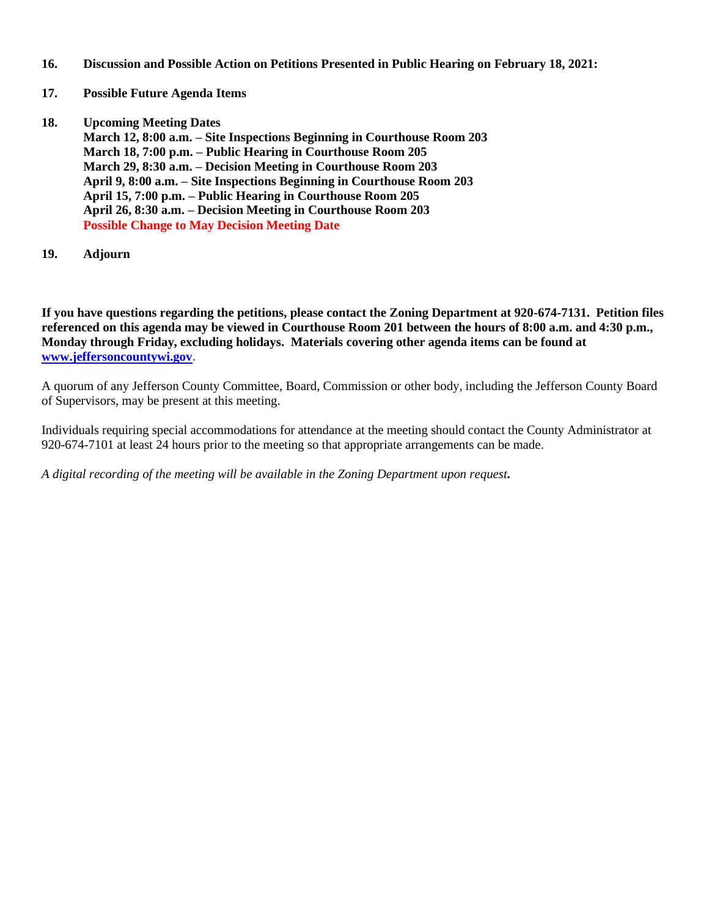**16. Discussion and Possible Action on Petitions Presented in Public Hearing on February 18, 2021:**

**17. Possible Future Agenda Items**

**18. Upcoming Meeting Dates**

**March 12, 8:00 a.m. – Site Inspections Beginning in Courthouse Room 203**
**March 18, 7:00 p.m. – Public Hearing in Courthouse Room 205**
**March 29, 8:30 a.m. – Decision Meeting in Courthouse Room 203**
**April 9, 8:00 a.m. – Site Inspections Beginning in Courthouse Room 203**
**April 15, 7:00 p.m. – Public Hearing in Courthouse Room 205**
**April 26, 8:30 a.m. – Decision Meeting in Courthouse Room 203**
**Possible Change to May Decision Meeting Date**

**19. Adjourn**

**If you have questions regarding the petitions, please contact the Zoning Department at 920-674-7131. Petition files referenced on this agenda may be viewed in Courthouse Room 201 between the hours of 8:00 a.m. and 4:30 p.m., Monday through Friday, excluding holidays. Materials covering other agenda items can be found at [www.jeffersoncountywi.gov](http://www.jeffersoncountywi.gov).**

A quorum of any Jefferson County Committee, Board, Commission or other body, including the Jefferson County Board of Supervisors, may be present at this meeting.

Individuals requiring special accommodations for attendance at the meeting should contact the County Administrator at 920-674-7101 at least 24 hours prior to the meeting so that appropriate arrangements can be made.

*A digital recording of the meeting will be available in the Zoning Department upon request.*